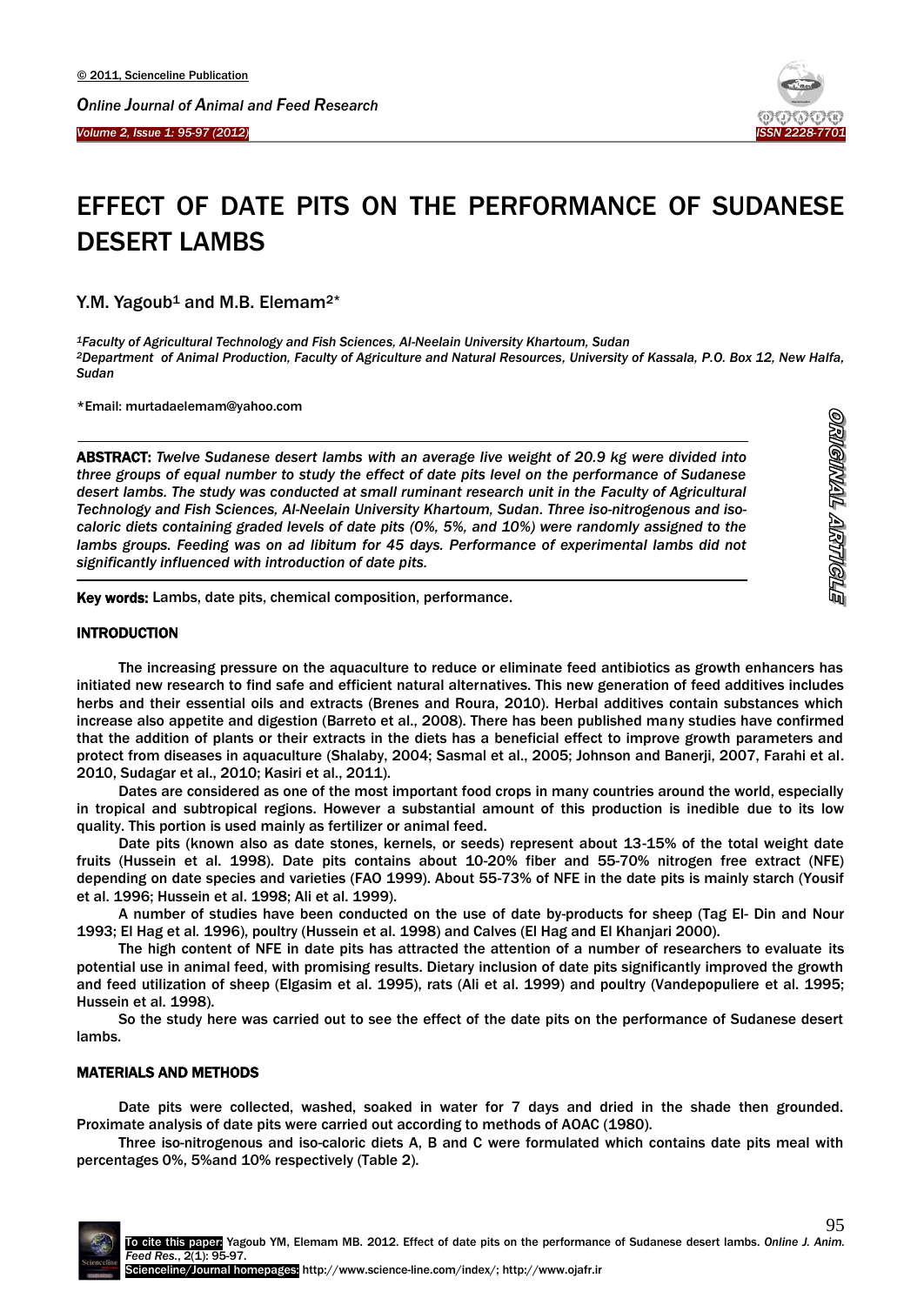# EFFECT OF DATE PITS ON THE PERFORMANCE OF SUDANESE DESERT LAMBS

Y.M. Yagoub[1] and M.B. Elemam[2]*

[1]*Faculty of Agricultural Technology and Fish Sciences, Al-Neelain University Khartoum, Sudan*
[2]*Department of Animal Production, Faculty of Agriculture and Natural Resources, University of Kassala, P.O. Box 12, New Halfa, Sudan*

*Email: murtadaelemam@yahoo.com

**ABSTRACT:** *Twelve Sudanese desert lambs with an average live weight of 20.9 kg were divided into three groups of equal number to study the effect of date pits level on the performance of Sudanese desert lambs. The study was conducted at small ruminant research unit in the Faculty of Agricultural Technology and Fish Sciences, Al-Neelain University Khartoum, Sudan. Three iso-nitrogenous and iso-caloric diets containing graded levels of date pits (0%, 5%, and 10%) were randomly assigned to the lambs groups. Feeding was on ad libitum for 45 days. Performance of experimental lambs did not significantly influenced with introduction of date pits.*

**Key words:** Lambs, date pits, chemical composition, performance.

ORIGINAL ARTICLE

## INTRODUCTION

The increasing pressure on the aquaculture to reduce or eliminate feed antibiotics as growth enhancers has initiated new research to find safe and efficient natural alternatives. This new generation of feed additives includes herbs and their essential oils and extracts (Brenes and Roura, 2010). Herbal additives contain substances which increase also appetite and digestion (Barreto et al., 2008). There has been published many studies have confirmed that the addition of plants or their extracts in the diets has a beneficial effect to improve growth parameters and protect from diseases in aquaculture (Shalaby, 2004; Sasmal et al., 2005; Johnson and Banerji, 2007, Farahi et al. 2010, Sudagar et al., 2010; Kasiri et al., 2011).

Dates are considered as one of the most important food crops in many countries around the world, especially in tropical and subtropical regions. However a substantial amount of this production is inedible due to its low quality. This portion is used mainly as fertilizer or animal feed.

Date pits (known also as date stones, kernels, or seeds) represent about 13-15% of the total weight date fruits (Hussein et al. 1998). Date pits contains about 10-20% fiber and 55-70% nitrogen free extract (NFE) depending on date species and varieties (FAO 1999). About 55-73% of NFE in the date pits is mainly starch (Yousif et al. 1996; Hussein et al. 1998; Ali et al. 1999).

A number of studies have been conducted on the use of date by-products for sheep (Tag El- Din and Nour 1993; El Hag et al. 1996), poultry (Hussein et al. 1998) and Calves (El Hag and El Khanjari 2000).

The high content of NFE in date pits has attracted the attention of a number of researchers to evaluate its potential use in animal feed, with promising results. Dietary inclusion of date pits significantly improved the growth and feed utilization of sheep (Elgasim et al. 1995), rats (Ali et al. 1999) and poultry (Vandepopuliere et al. 1995; Hussein et al. 1998).

So the study here was carried out to see the effect of the date pits on the performance of Sudanese desert lambs.

## MATERIALS AND METHODS

Date pits were collected, washed, soaked in water for 7 days and dried in the shade then grounded. Proximate analysis of date pits were carried out according to methods of AOAC (1980).

Three iso-nitrogenous and iso-caloric diets A, B and C were formulated which contains date pits meal with percentages 0%, 5%and 10% respectively (Table 2).

To cite this paper: Yagoub YM, Elemam MB. 2012. Effect of date pits on the performance of Sudanese desert lambs. *Online J. Anim. Feed Res.*, 2(1): 95-97.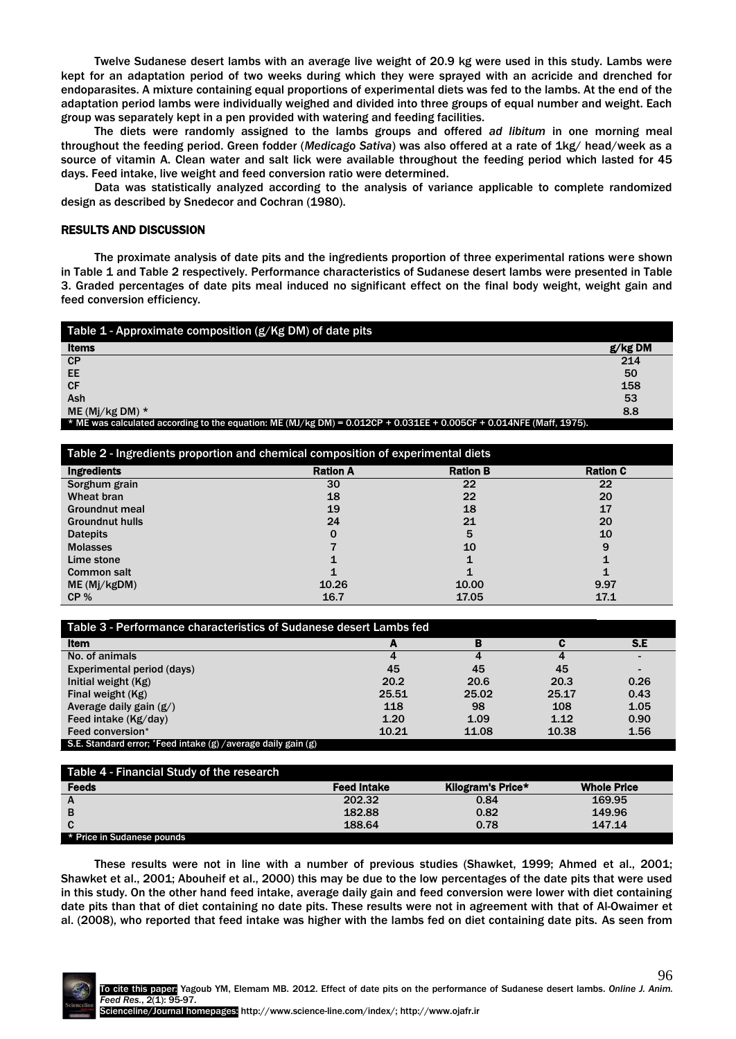Twelve Sudanese desert lambs with an average live weight of 20.9 kg were used in this study. Lambs were kept for an adaptation period of two weeks during which they were sprayed with an acricide and drenched for endoparasites. A mixture containing equal proportions of experimental diets was fed to the lambs. At the end of the adaptation period lambs were individually weighed and divided into three groups of equal number and weight. Each group was separately kept in a pen provided with watering and feeding facilities.

The diets were randomly assigned to the lambs groups and offered *ad libitum* in one morning meal throughout the feeding period. Green fodder (*Medicago Sativa*) was also offered at a rate of 1kg/ head/week as a source of vitamin A. Clean water and salt lick were available throughout the feeding period which lasted for 45 days. Feed intake, live weight and feed conversion ratio were determined.

Data was statistically analyzed according to the analysis of variance applicable to complete randomized design as described by Snedecor and Cochran (1980).

## RESULTS AND DISCUSSION

The proximate analysis of date pits and the ingredients proportion of three experimental rations were shown in Table 1 and Table 2 respectively. Performance characteristics of Sudanese desert lambs were presented in Table 3. Graded percentages of date pits meal induced no significant effect on the final body weight, weight gain and feed conversion efficiency.

Table 1 - Approximate composition (g/Kg DM) of date pits

| Items | g/kg DM |
|---|---|
| CP | 214 |
| EE | 50 |
| CF | 158 |
| Ash | 53 |
| ME (Mj/kg DM) * | 8.8 |

* ME was calculated according to the equation: ME (MJ/kg DM) = 0.012CP + 0.031EE + 0.005CF + 0.014NFE (Maff, 1975).

Table 2 - Ingredients proportion and chemical composition of experimental diets

| Ingredients | Ration A | Ration B | Ration C |
|---|---|---|---|
| Sorghum grain | 30 | 22 | 22 |
| Wheat bran | 18 | 22 | 20 |
| Groundnut meal | 19 | 18 | 17 |
| Groundnut hulls | 24 | 21 | 20 |
| Datepits | 0 | 5 | 10 |
| Molasses | 7 | 10 | 9 |
| Lime stone | 1 | 1 | 1 |
| Common salt | 1 | 1 | 1 |
| ME (Mj/kgDM) | 10.26 | 10.00 | 9.97 |
| CP % | 16.7 | 17.05 | 17.1 |

Table 3 - Performance characteristics of Sudanese desert Lambs fed

| Item | A | B | C | S.E |
|---|---|---|---|---|
| No. of animals | 4 | 4 | 4 | - |
| Experimental period (days) | 45 | 45 | 45 | - |
| Initial weight (Kg) | 20.2 | 20.6 | 20.3 | 0.26 |
| Final weight (Kg) | 25.51 | 25.02 | 25.17 | 0.43 |
| Average daily gain (g/) | 118 | 98 | 108 | 1.05 |
| Feed intake (Kg/day) | 1.20 | 1.09 | 1.12 | 0.90 |
| Feed conversion* | 10.21 | 11.08 | 10.38 | 1.56 |

S.E. Standard error; *Feed intake (g) /average daily gain (g)

Table 4 - Financial Study of the research

| Feeds | Feed Intake | Kilogram's Price* | Whole Price |
|---|---|---|---|
| A | 202.32 | 0.84 | 169.95 |
| B | 182.88 | 0.82 | 149.96 |
| C | 188.64 | 0.78 | 147.14 |

* Price in Sudanese pounds

These results were not in line with a number of previous studies (Shawket, 1999; Ahmed et al., 2001; Shawket et al., 2001; Abouheif et al., 2000) this may be due to the low percentages of the date pits that were used in this study. On the other hand feed intake, average daily gain and feed conversion were lower with diet containing date pits than that of diet containing no date pits. These results were not in agreement with that of Al-Owaimer et al. (2008), who reported that feed intake was higher with the lambs fed on diet containing date pits. As seen from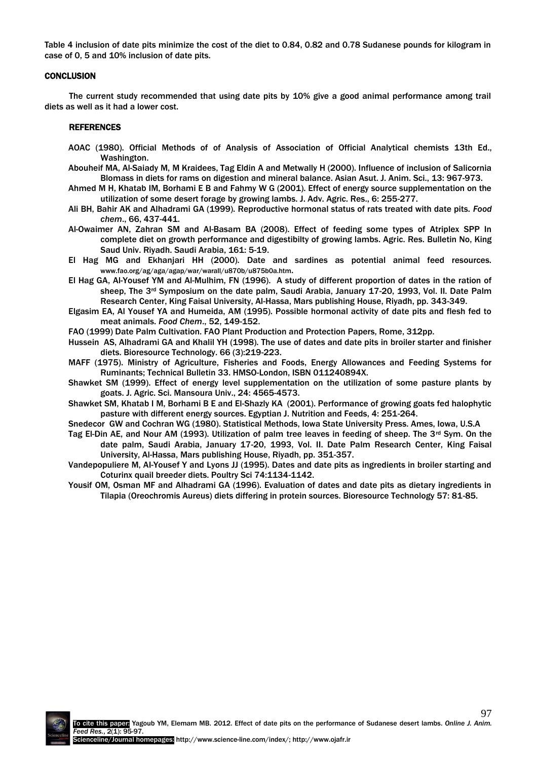Table 4 inclusion of date pits minimize the cost of the diet to 0.84, 0.82 and 0.78 Sudanese pounds for kilogram in case of 0, 5 and 10% inclusion of date pits.

## CONCLUSION

The current study recommended that using date pits by 10% give a good animal performance among trail diets as well as it had a lower cost.

## REFERENCES

AOAC (1980). Official Methods of of Analysis of Association of Official Analytical chemists 13th Ed., Washington.

Abouheif MA, Al-Saiady M, M Kraidees, Tag Eldin A and Metwally H (2000). Influence of inclusion of Salicornia Blomass in diets for rams on digestion and mineral balance. Asian Asut. J. Anim. Sci., 13: 967-973.

Ahmed M H, Khatab IM, Borhami E B and Fahmy W G (2001). Effect of energy source supplementation on the utilization of some desert forage by growing lambs. J. Adv. Agric. Res., 6: 255-277.

Ali BH, Bahir AK and Alhadrami GA (1999). Reproductive hormonal status of rats treated with date pits. *Food chem*., 66, 437-441.

Al-Owaimer AN, Zahran SM and Al-Basam BA (2008). Effect of feeding some types of Atriplex SPP In complete diet on growth performance and digestibilty of growing lambs. Agric. Res. Bulletin No, King Saud Univ. Riyadh. Saudi Arabia, 161: 5-19.

El Hag MG and Ekhanjari HH (2000). Date and sardines as potential animal feed resources. www.fao.org/ag/aga/agap/war/warall/u870b/u875b0a.htm.

El Hag GA, Al-Yousef YM and Al-Mulhim, FN (1996). A study of different proportion of dates in the ration of sheep, The 3rd Symposium on the date palm, Saudi Arabia, January 17-20, 1993, Vol. II. Date Palm Research Center, King Faisal University, Al-Hassa, Mars publishing House, Riyadh, pp. 343-349.

Elgasim EA, Al Yousef YA and Humeida, AM (1995). Possible hormonal activity of date pits and flesh fed to meat animals. *Food Chem*., 52, 149-152.

FAO (1999) Date Palm Cultivation. FAO Plant Production and Protection Papers, Rome, 312pp.

Hussein AS, Alhadrami GA and Khalil YH (1998). The use of dates and date pits in broiler starter and finisher diets. Bioresource Technology. 66 (3):219-223.

MAFF (1975). Ministry of Agriculture, Fisheries and Foods, Energy Allowances and Feeding Systems for Ruminants; Technical Bulletin 33. HMSO-London, ISBN 011240894X.

Shawket SM (1999). Effect of energy level supplementation on the utilization of some pasture plants by goats. J. Agric. Sci. Mansoura Univ., 24: 4565-4573.

Shawket SM, Khatab I M, Borhami B E and El-Shazly KA (2001). Performance of growing goats fed halophytic pasture with different energy sources. Egyptian J. Nutrition and Feeds, 4: 251-264.

Snedecor GW and Cochran WG (1980). Statistical Methods, Iowa State University Press. Ames, Iowa, U.S.A

Tag El-Din AE, and Nour AM (1993). Utilization of palm tree leaves in feeding of sheep. The 3rd Sym. On the date palm, Saudi Arabia, January 17-20, 1993, Vol. II. Date Palm Research Center, King Faisal University, Al-Hassa, Mars publishing House, Riyadh, pp. 351-357.

Vandepopuliere M, Al-Yousef Y and Lyons JJ (1995). Dates and date pits as ingredients in broiler starting and Coturinx quail breeder diets. Poultry Sci 74:1134-1142.

Yousif OM, Osman MF and Alhadrami GA (1996). Evaluation of dates and date pits as dietary ingredients in Tilapia (Oreochromis Aureus) diets differing in protein sources. Bioresource Technology 57: 81-85.